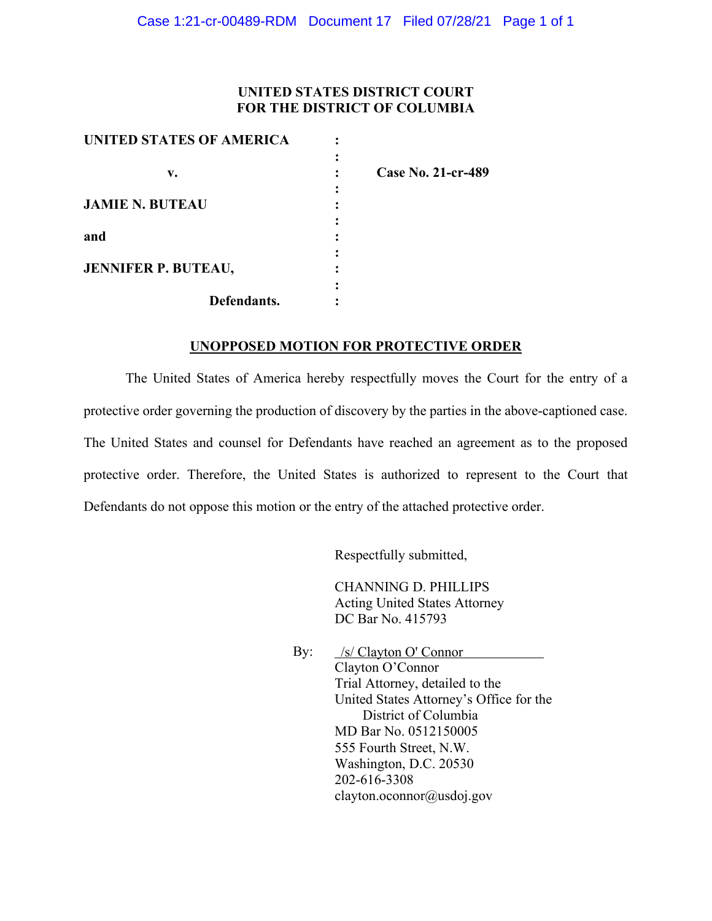# UNITED STATES DISTRICT COURT
# FOR THE DISTRICT OF COLUMBIA

| | | |
|---|---|---|
| **UNITED STATES OF AMERICA** | : | |
| | : | |
| **v.** | : | **Case No. 21-cr-489** |
| | : | |
| **JAMIE N. BUTEAU** | : | |
| | : | |
| **and** | : | |
| | : | |
| **JENNIFER P. BUTEAU,** | : | |
| | : | |
| **Defendants.** | : | |

## UNOPPOSED MOTION FOR PROTECTIVE ORDER

The United States of America hereby respectfully moves the Court for the entry of a protective order governing the production of discovery by the parties in the above-captioned case. The United States and counsel for Defendants have reached an agreement as to the proposed protective order. Therefore, the United States is authorized to represent to the Court that Defendants do not oppose this motion or the entry of the attached protective order.

Respectfully submitted,

CHANNING D. PHILLIPS
Acting United States Attorney
DC Bar No. 415793

By: /s/ Clayton O' Connor
Clayton O'Connor
Trial Attorney, detailed to the
United States Attorney's Office for the
District of Columbia
MD Bar No. 0512150005
555 Fourth Street, N.W.
Washington, D.C. 20530
202-616-3308
clayton.oconnor@usdoj.gov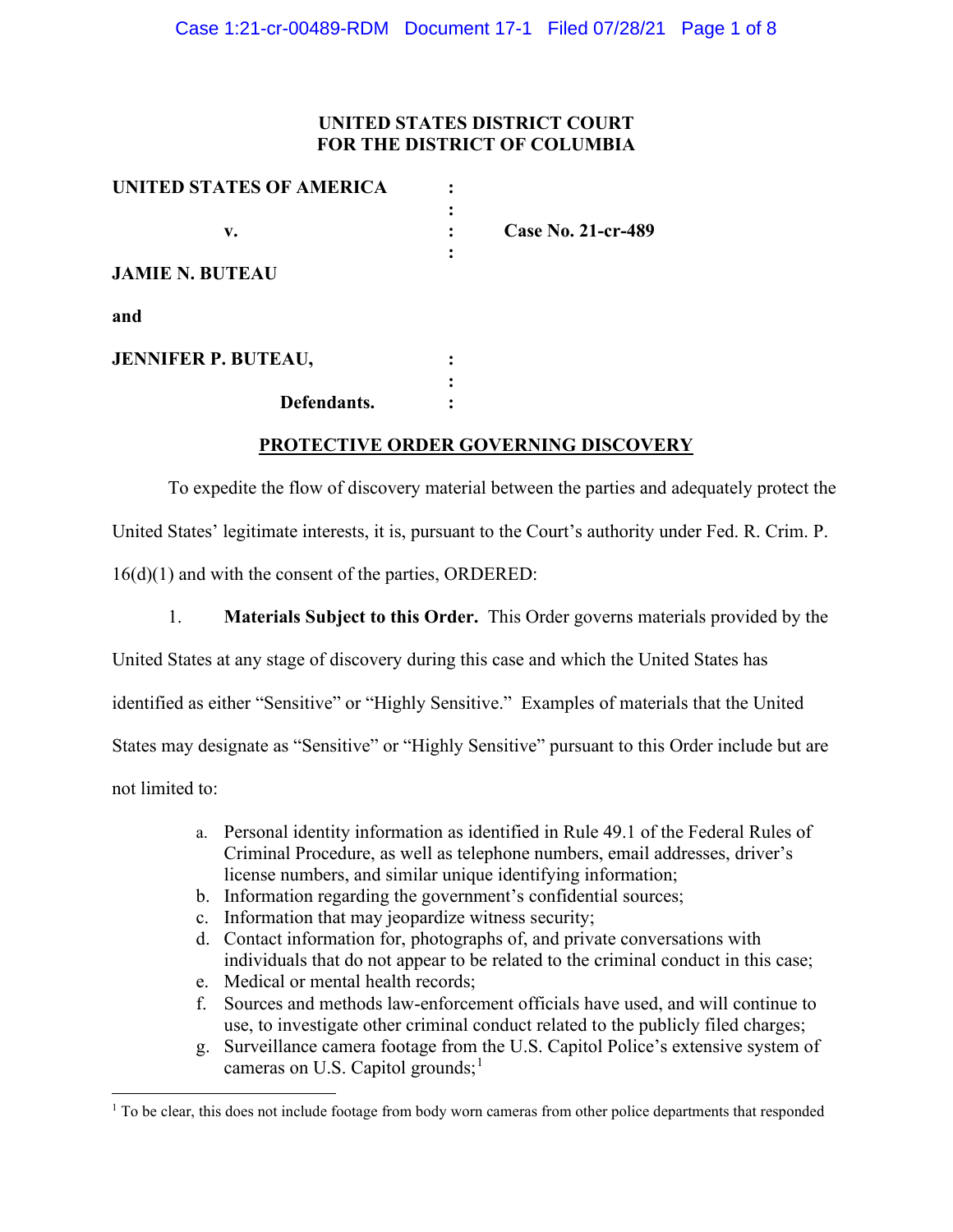**UNITED STATES DISTRICT COURT**
**FOR THE DISTRICT OF COLUMBIA**

| | | |
|---|---|---|
| **UNITED STATES OF AMERICA** | : | |
| | : | |
| **v.** | : | **Case No. 21-cr-489** |
| | : | |
| **JAMIE N. BUTEAU** | | |
| **and** | | |
| **JENNIFER P. BUTEAU,** | : | |
| | : | |
| **Defendants.** | : | |

**PROTECTIVE ORDER GOVERNING DISCOVERY**

To expedite the flow of discovery material between the parties and adequately protect the United States' legitimate interests, it is, pursuant to the Court's authority under Fed. R. Crim. P. 16(d)(1) and with the consent of the parties, ORDERED:

1. **Materials Subject to this Order.** This Order governs materials provided by the United States at any stage of discovery during this case and which the United States has identified as either "Sensitive" or "Highly Sensitive." Examples of materials that the United States may designate as "Sensitive" or "Highly Sensitive" pursuant to this Order include but are not limited to:

   a. Personal identity information as identified in Rule 49.1 of the Federal Rules of Criminal Procedure, as well as telephone numbers, email addresses, driver's license numbers, and similar unique identifying information;
   b. Information regarding the government's confidential sources;
   c. Information that may jeopardize witness security;
   d. Contact information for, photographs of, and private conversations with individuals that do not appear to be related to the criminal conduct in this case;
   e. Medical or mental health records;
   f. Sources and methods law-enforcement officials have used, and will continue to use, to investigate other criminal conduct related to the publicly filed charges;
   g. Surveillance camera footage from the U.S. Capitol Police's extensive system of cameras on U.S. Capitol grounds;[1]

[1] To be clear, this does not include footage from body worn cameras from other police departments that responded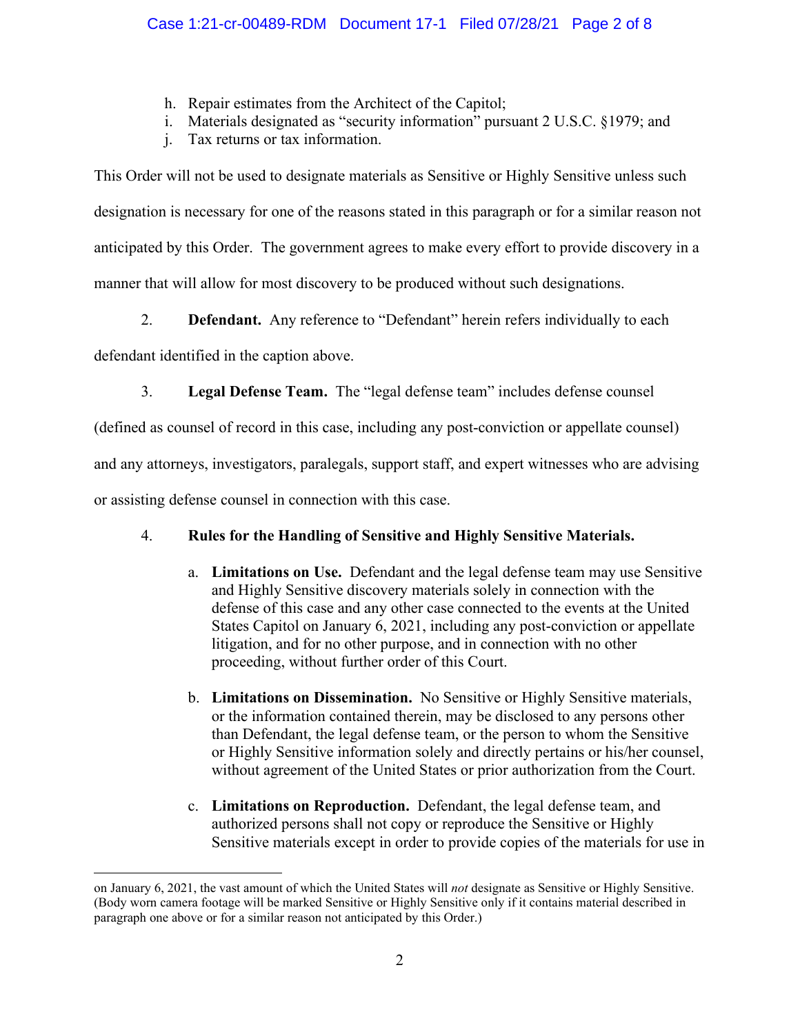h. Repair estimates from the Architect of the Capitol;
i. Materials designated as "security information" pursuant 2 U.S.C. §1979; and
j. Tax returns or tax information.

This Order will not be used to designate materials as Sensitive or Highly Sensitive unless such designation is necessary for one of the reasons stated in this paragraph or for a similar reason not anticipated by this Order. The government agrees to make every effort to provide discovery in a manner that will allow for most discovery to be produced without such designations.

2. **Defendant.** Any reference to "Defendant" herein refers individually to each defendant identified in the caption above.

3. **Legal Defense Team.** The "legal defense team" includes defense counsel (defined as counsel of record in this case, including any post-conviction or appellate counsel) and any attorneys, investigators, paralegals, support staff, and expert witnesses who are advising or assisting defense counsel in connection with this case.

4. **Rules for the Handling of Sensitive and Highly Sensitive Materials.**

   a. **Limitations on Use.** Defendant and the legal defense team may use Sensitive and Highly Sensitive discovery materials solely in connection with the defense of this case and any other case connected to the events at the United States Capitol on January 6, 2021, including any post-conviction or appellate litigation, and for no other purpose, and in connection with no other proceeding, without further order of this Court.

   b. **Limitations on Dissemination.** No Sensitive or Highly Sensitive materials, or the information contained therein, may be disclosed to any persons other than Defendant, the legal defense team, or the person to whom the Sensitive or Highly Sensitive information solely and directly pertains or his/her counsel, without agreement of the United States or prior authorization from the Court.

   c. **Limitations on Reproduction.** Defendant, the legal defense team, and authorized persons shall not copy or reproduce the Sensitive or Highly Sensitive materials except in order to provide copies of the materials for use in

on January 6, 2021, the vast amount of which the United States will *not* designate as Sensitive or Highly Sensitive. (Body worn camera footage will be marked Sensitive or Highly Sensitive only if it contains material described in paragraph one above or for a similar reason not anticipated by this Order.)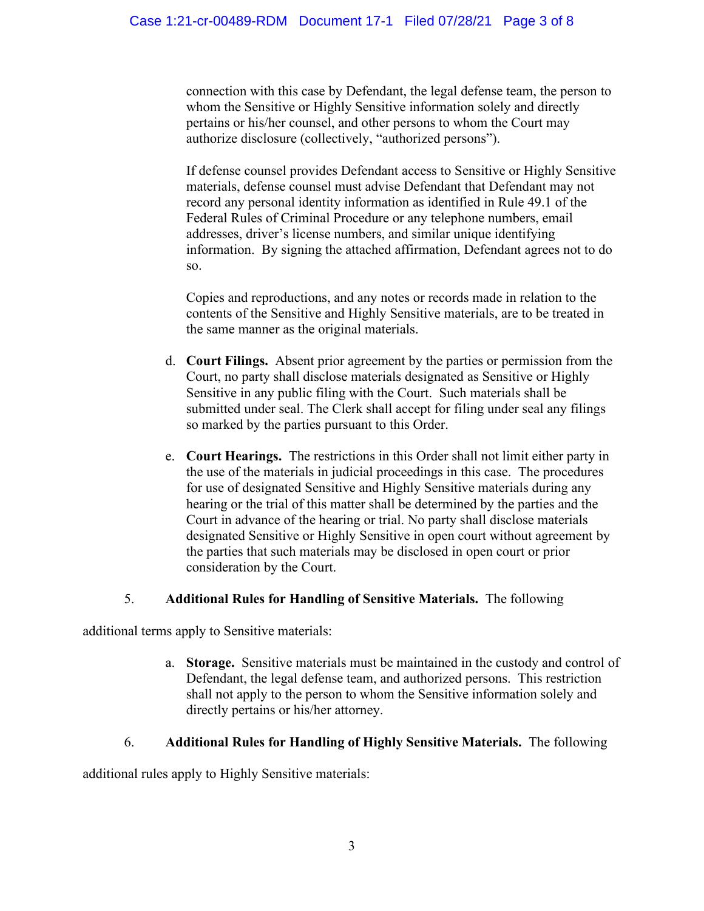connection with this case by Defendant, the legal defense team, the person to whom the Sensitive or Highly Sensitive information solely and directly pertains or his/her counsel, and other persons to whom the Court may authorize disclosure (collectively, "authorized persons").

If defense counsel provides Defendant access to Sensitive or Highly Sensitive materials, defense counsel must advise Defendant that Defendant may not record any personal identity information as identified in Rule 49.1 of the Federal Rules of Criminal Procedure or any telephone numbers, email addresses, driver's license numbers, and similar unique identifying information. By signing the attached affirmation, Defendant agrees not to do so.

Copies and reproductions, and any notes or records made in relation to the contents of the Sensitive and Highly Sensitive materials, are to be treated in the same manner as the original materials.

d. **Court Filings.** Absent prior agreement by the parties or permission from the Court, no party shall disclose materials designated as Sensitive or Highly Sensitive in any public filing with the Court. Such materials shall be submitted under seal. The Clerk shall accept for filing under seal any filings so marked by the parties pursuant to this Order.

e. **Court Hearings.** The restrictions in this Order shall not limit either party in the use of the materials in judicial proceedings in this case. The procedures for use of designated Sensitive and Highly Sensitive materials during any hearing or the trial of this matter shall be determined by the parties and the Court in advance of the hearing or trial. No party shall disclose materials designated Sensitive or Highly Sensitive in open court without agreement by the parties that such materials may be disclosed in open court or prior consideration by the Court.

5. **Additional Rules for Handling of Sensitive Materials.** The following additional terms apply to Sensitive materials:

a. **Storage.** Sensitive materials must be maintained in the custody and control of Defendant, the legal defense team, and authorized persons. This restriction shall not apply to the person to whom the Sensitive information solely and directly pertains or his/her attorney.

6. **Additional Rules for Handling of Highly Sensitive Materials.** The following additional rules apply to Highly Sensitive materials: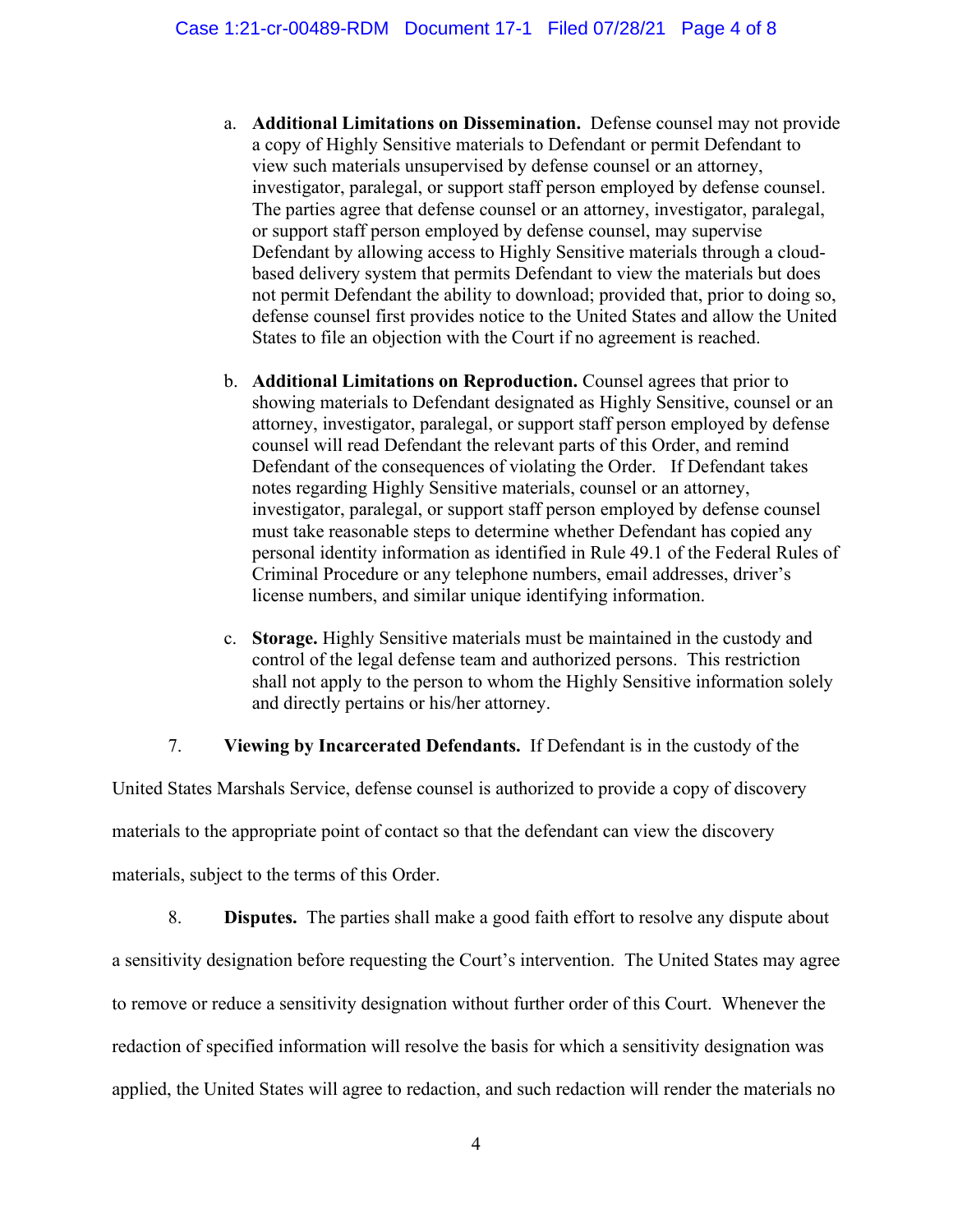a. **Additional Limitations on Dissemination.** Defense counsel may not provide a copy of Highly Sensitive materials to Defendant or permit Defendant to view such materials unsupervised by defense counsel or an attorney, investigator, paralegal, or support staff person employed by defense counsel. The parties agree that defense counsel or an attorney, investigator, paralegal, or support staff person employed by defense counsel, may supervise Defendant by allowing access to Highly Sensitive materials through a cloud-based delivery system that permits Defendant to view the materials but does not permit Defendant the ability to download; provided that, prior to doing so, defense counsel first provides notice to the United States and allow the United States to file an objection with the Court if no agreement is reached.

b. **Additional Limitations on Reproduction.** Counsel agrees that prior to showing materials to Defendant designated as Highly Sensitive, counsel or an attorney, investigator, paralegal, or support staff person employed by defense counsel will read Defendant the relevant parts of this Order, and remind Defendant of the consequences of violating the Order. If Defendant takes notes regarding Highly Sensitive materials, counsel or an attorney, investigator, paralegal, or support staff person employed by defense counsel must take reasonable steps to determine whether Defendant has copied any personal identity information as identified in Rule 49.1 of the Federal Rules of Criminal Procedure or any telephone numbers, email addresses, driver's license numbers, and similar unique identifying information.

c. **Storage.** Highly Sensitive materials must be maintained in the custody and control of the legal defense team and authorized persons. This restriction shall not apply to the person to whom the Highly Sensitive information solely and directly pertains or his/her attorney.

7. **Viewing by Incarcerated Defendants.** If Defendant is in the custody of the United States Marshals Service, defense counsel is authorized to provide a copy of discovery materials to the appropriate point of contact so that the defendant can view the discovery materials, subject to the terms of this Order.

8. **Disputes.** The parties shall make a good faith effort to resolve any dispute about a sensitivity designation before requesting the Court's intervention. The United States may agree to remove or reduce a sensitivity designation without further order of this Court. Whenever the redaction of specified information will resolve the basis for which a sensitivity designation was applied, the United States will agree to redaction, and such redaction will render the materials no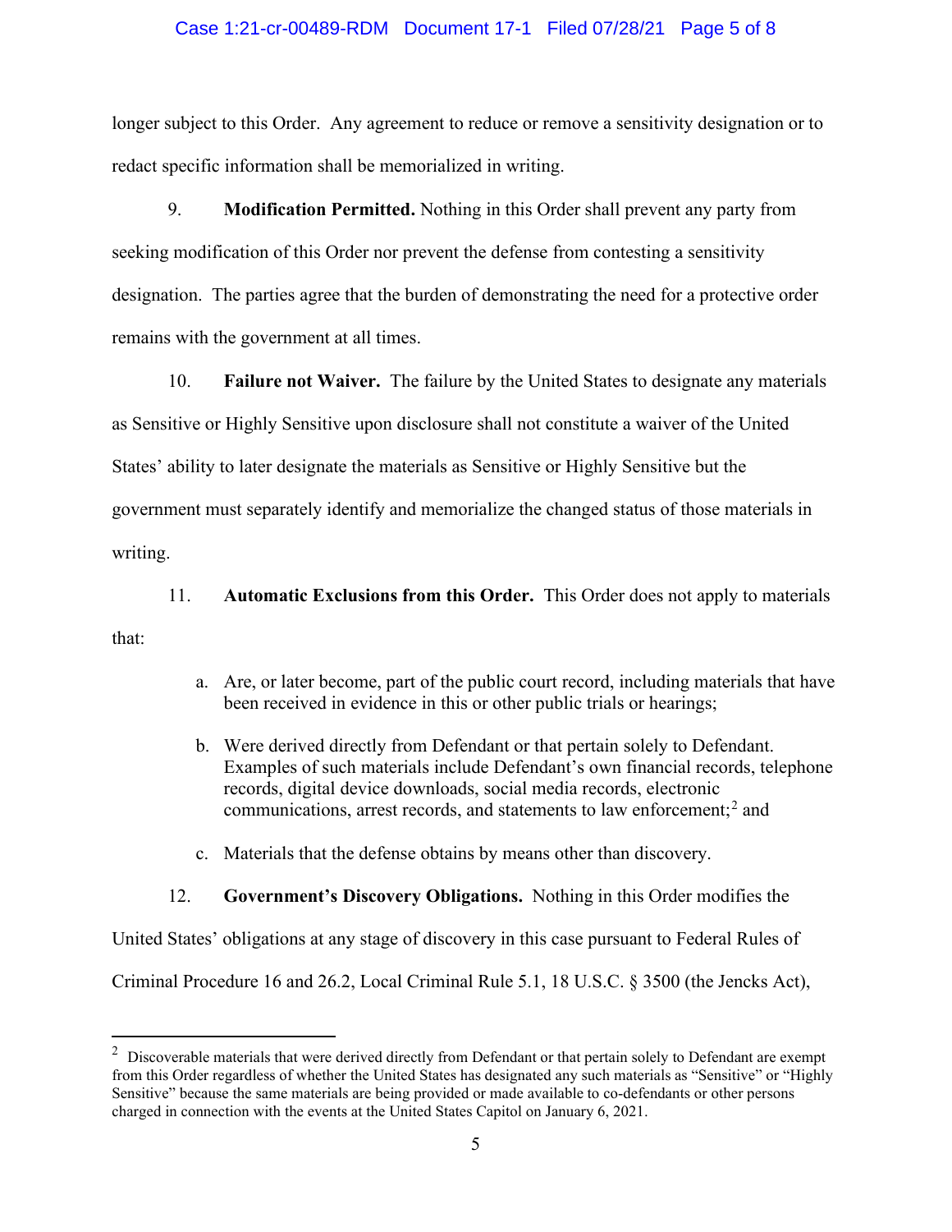longer subject to this Order. Any agreement to reduce or remove a sensitivity designation or to redact specific information shall be memorialized in writing.

9. **Modification Permitted.** Nothing in this Order shall prevent any party from seeking modification of this Order nor prevent the defense from contesting a sensitivity designation. The parties agree that the burden of demonstrating the need for a protective order remains with the government at all times.

10. **Failure not Waiver.** The failure by the United States to designate any materials as Sensitive or Highly Sensitive upon disclosure shall not constitute a waiver of the United States' ability to later designate the materials as Sensitive or Highly Sensitive but the government must separately identify and memorialize the changed status of those materials in writing.

11. **Automatic Exclusions from this Order.** This Order does not apply to materials that:

a. Are, or later become, part of the public court record, including materials that have been received in evidence in this or other public trials or hearings;

b. Were derived directly from Defendant or that pertain solely to Defendant. Examples of such materials include Defendant's own financial records, telephone records, digital device downloads, social media records, electronic communications, arrest records, and statements to law enforcement;[2] and

c. Materials that the defense obtains by means other than discovery.

12. **Government's Discovery Obligations.** Nothing in this Order modifies the United States' obligations at any stage of discovery in this case pursuant to Federal Rules of Criminal Procedure 16 and 26.2, Local Criminal Rule 5.1, 18 U.S.C. § 3500 (the Jencks Act),

[2] Discoverable materials that were derived directly from Defendant or that pertain solely to Defendant are exempt from this Order regardless of whether the United States has designated any such materials as "Sensitive" or "Highly Sensitive" because the same materials are being provided or made available to co-defendants or other persons charged in connection with the events at the United States Capitol on January 6, 2021.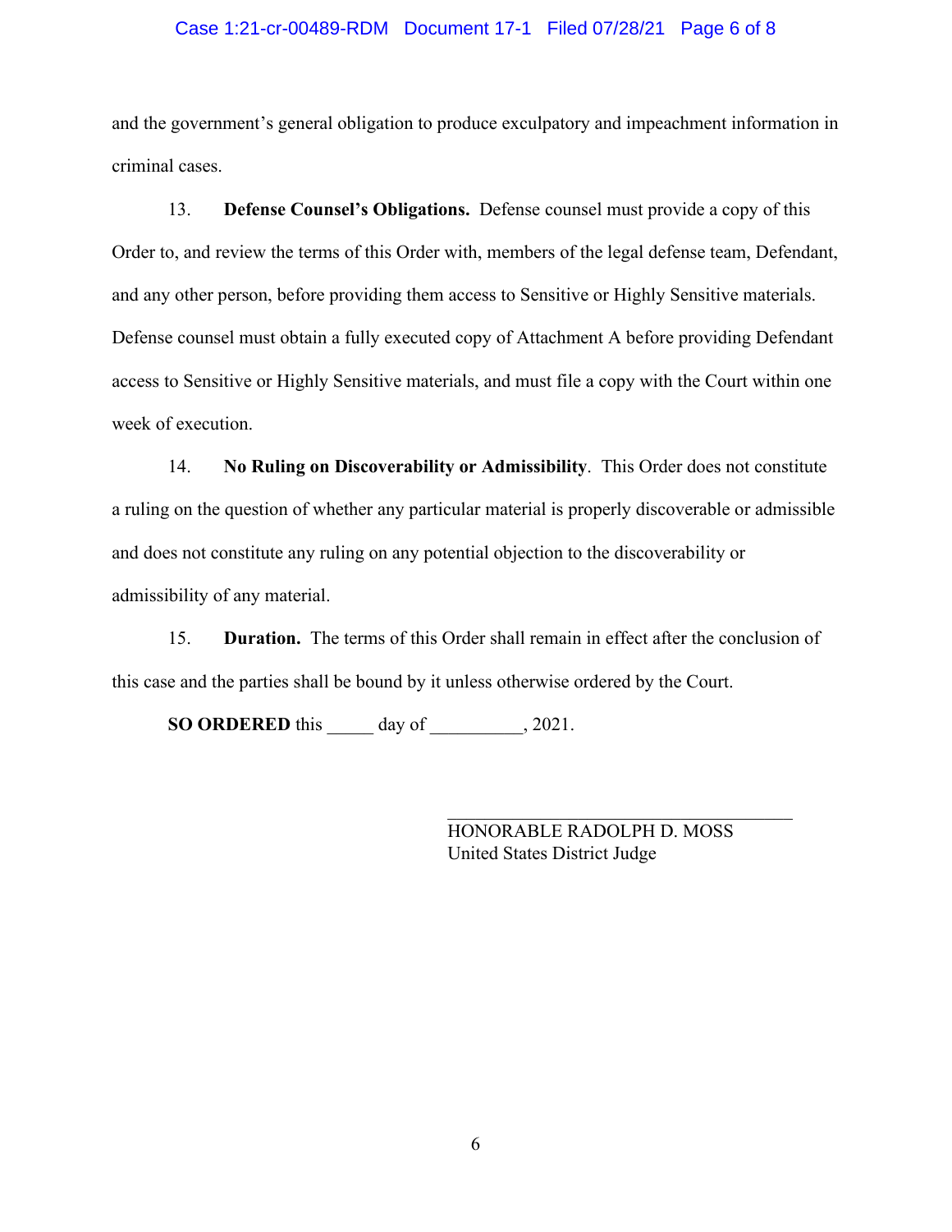and the government's general obligation to produce exculpatory and impeachment information in criminal cases.

13. **Defense Counsel's Obligations.** Defense counsel must provide a copy of this Order to, and review the terms of this Order with, members of the legal defense team, Defendant, and any other person, before providing them access to Sensitive or Highly Sensitive materials. Defense counsel must obtain a fully executed copy of Attachment A before providing Defendant access to Sensitive or Highly Sensitive materials, and must file a copy with the Court within one week of execution.

14. **No Ruling on Discoverability or Admissibility**. This Order does not constitute a ruling on the question of whether any particular material is properly discoverable or admissible and does not constitute any ruling on any potential objection to the discoverability or admissibility of any material.

15. **Duration.** The terms of this Order shall remain in effect after the conclusion of this case and the parties shall be bound by it unless otherwise ordered by the Court.

**SO ORDERED** this _____ day of __________, 2021.

\_\_\_\_\_\_\_\_\_\_\_\_\_\_\_\_\_\_\_\_\_\_\_\_\_\_\_\_\_\_\_\_\_\_\_\_\_\_
HONORABLE RADOLPH D. MOSS
United States District Judge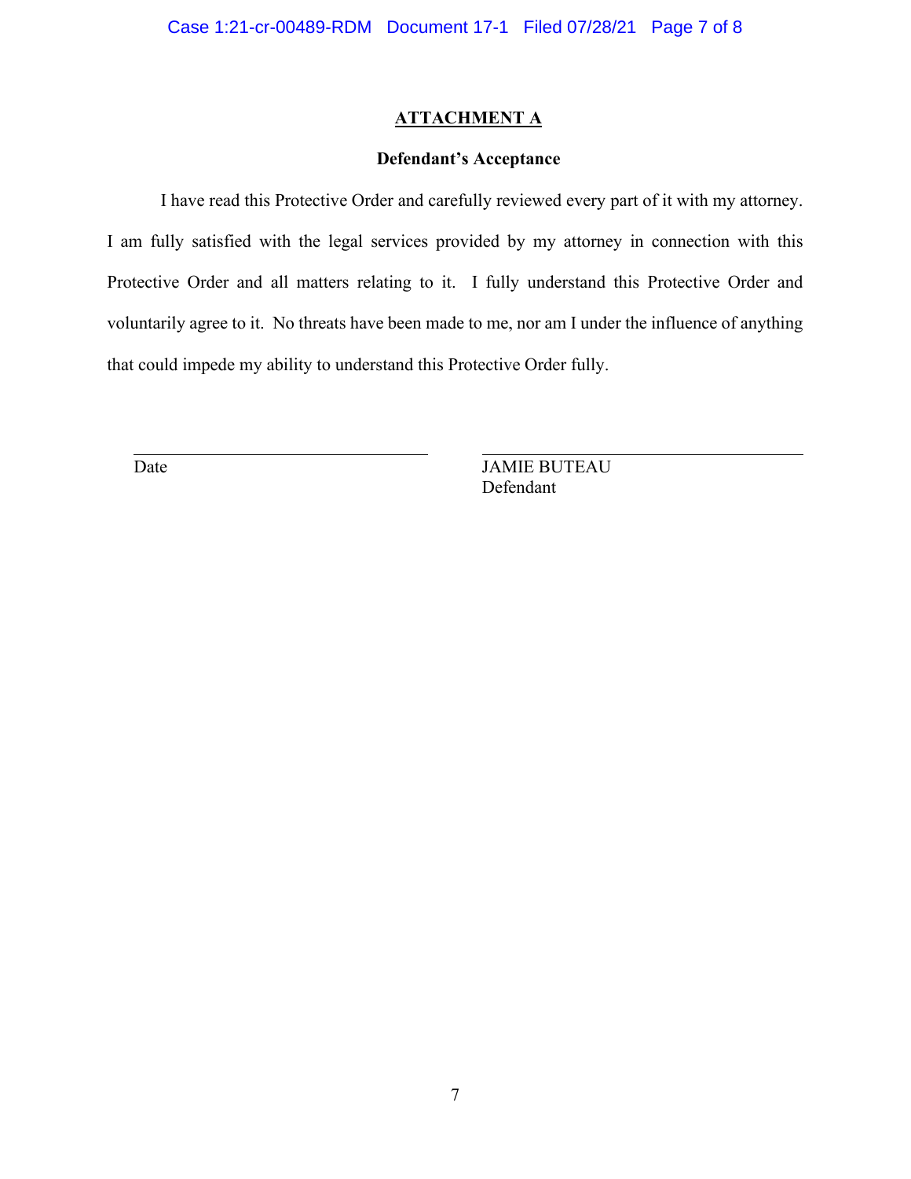## ATTACHMENT A

### Defendant's Acceptance

I have read this Protective Order and carefully reviewed every part of it with my attorney. I am fully satisfied with the legal services provided by my attorney in connection with this Protective Order and all matters relating to it. I fully understand this Protective Order and voluntarily agree to it. No threats have been made to me, nor am I under the influence of anything that could impede my ability to understand this Protective Order fully.

\_\_\_\_\_\_\_\_\_\_\_\_\_\_\_\_\_\_\_\_\_\_\_\_\_\_\_\_\_\_
Date

\_\_\_\_\_\_\_\_\_\_\_\_\_\_\_\_\_\_\_\_\_\_\_\_\_\_\_\_\_\_
JAMIE BUTEAU
Defendant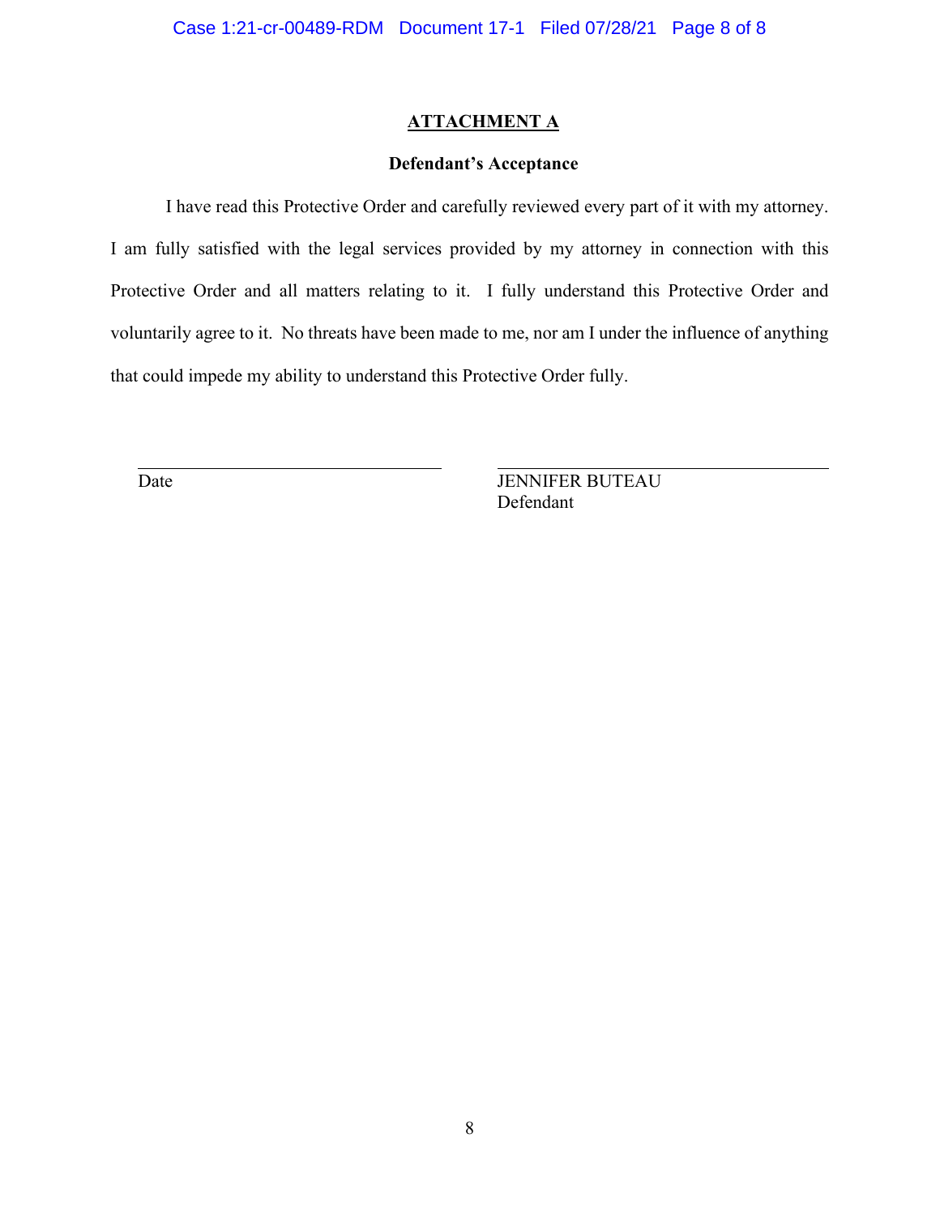## ATTACHMENT A

### Defendant's Acceptance

I have read this Protective Order and carefully reviewed every part of it with my attorney. I am fully satisfied with the legal services provided by my attorney in connection with this Protective Order and all matters relating to it. I fully understand this Protective Order and voluntarily agree to it. No threats have been made to me, nor am I under the influence of anything that could impede my ability to understand this Protective Order fully.

| | |
|---|---|
| \_\_\_\_\_\_\_\_\_\_\_\_\_\_\_\_\_\_\_\_\_\_\_\_\_\_\_\_\_\_ | \_\_\_\_\_\_\_\_\_\_\_\_\_\_\_\_\_\_\_\_\_\_\_\_\_\_\_\_\_\_ |
| Date | JENNIFER BUTEAU<br>Defendant |